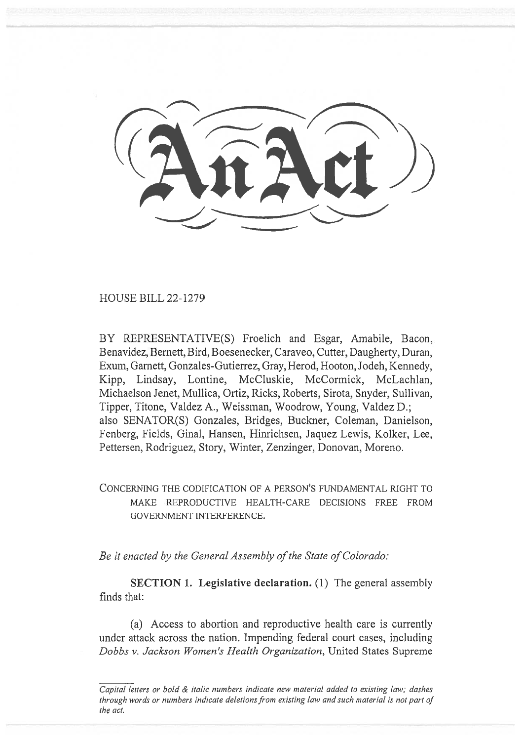# An Act

HOUSE BILL 22-1279

BY REPRESENTATIVE(S) Froelich and Esgar, Amabile, Bacon, Benavidez, Bernett, Bird, Boesenecker, Caraveo, Cutter, Daugherty, Duran, Exum, Garnett, Gonzales-Gutierrez, Gray, Herod, Hooton, Jodeh, Kennedy, Kipp, Lindsay, Lontine, McCluskie, McCormick, McLachlan, Michaelson Jenet, Mullica, Ortiz, Ricks, Roberts, Sirota, Snyder, Sullivan, Tipper, Titone, Valdez A., Weissman, Woodrow, Young, Valdez D.; also SENATOR(S) Gonzales, Bridges, Buckner, Coleman, Danielson, Fenberg, Fields, Ginal, Hansen, Hinrichsen, Jaquez Lewis, Kolker, Lee, Pettersen, Rodriguez, Story, Winter, Zenzinger, Donovan, Moreno.

CONCERNING THE CODIFICATION OF A PERSON'S FUNDAMENTAL RIGHT TO MAKE REPRODUCTIVE HEALTH-CARE DECISIONS FREE FROM GOVERNMENT INTERFERENCE.

*Be it enacted by the General Assembly of the State of Colorado:*

**SECTION 1. Legislative declaration.** (1) The general assembly finds that:

(a) Access to abortion and reproductive health care is currently under attack across the nation. Impending federal court cases, including *Dobbs v. Jackson Women's Health Organization*, United States Supreme

*Capital letters or bold & italic numbers indicate new material added to existing law; dashes through words or numbers indicate deletions from existing law and such material is not part of the act.*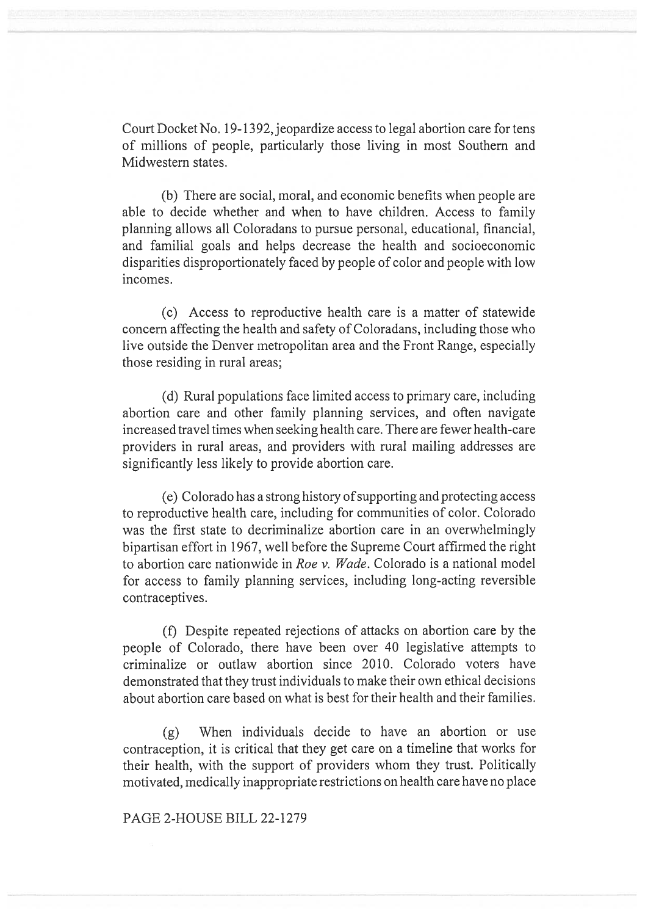Court Docket No. 19-1392, jeopardize access to legal abortion care for tens of millions of people, particularly those living in most Southern and Midwestern states.

(b) There are social, moral, and economic benefits when people are able to decide whether and when to have children. Access to family planning allows all Coloradans to pursue personal, educational, financial, and familial goals and helps decrease the health and socioeconomic disparities disproportionately faced by people of color and people with low incomes.

(c) Access to reproductive health care is a matter of statewide concern affecting the health and safety of Coloradans, including those who live outside the Denver metropolitan area and the Front Range, especially those residing in rural areas;

(d) Rural populations face limited access to primary care, including abortion care and other family planning services, and often navigate increased travel times when seeking health care. There are fewer health-care providers in rural areas, and providers with rural mailing addresses are significantly less likely to provide abortion care.

(e) Colorado has a strong history of supporting and protecting access to reproductive health care, including for communities of color. Colorado was the first state to decriminalize abortion care in an overwhelmingly bipartisan effort in 1967, well before the Supreme Court affirmed the right to abortion care nationwide in *Roe v. Wade*. Colorado is a national model for access to family planning services, including long-acting reversible contraceptives.

(f) Despite repeated rejections of attacks on abortion care by the people of Colorado, there have been over 40 legislative attempts to criminalize or outlaw abortion since 2010. Colorado voters have demonstrated that they trust individuals to make their own ethical decisions about abortion care based on what is best for their health and their families.

(g) When individuals decide to have an abortion or use contraception, it is critical that they get care on a timeline that works for their health, with the support of providers whom they trust. Politically motivated, medically inappropriate restrictions on health care have no place

PAGE 2-HOUSE BILL 22-1279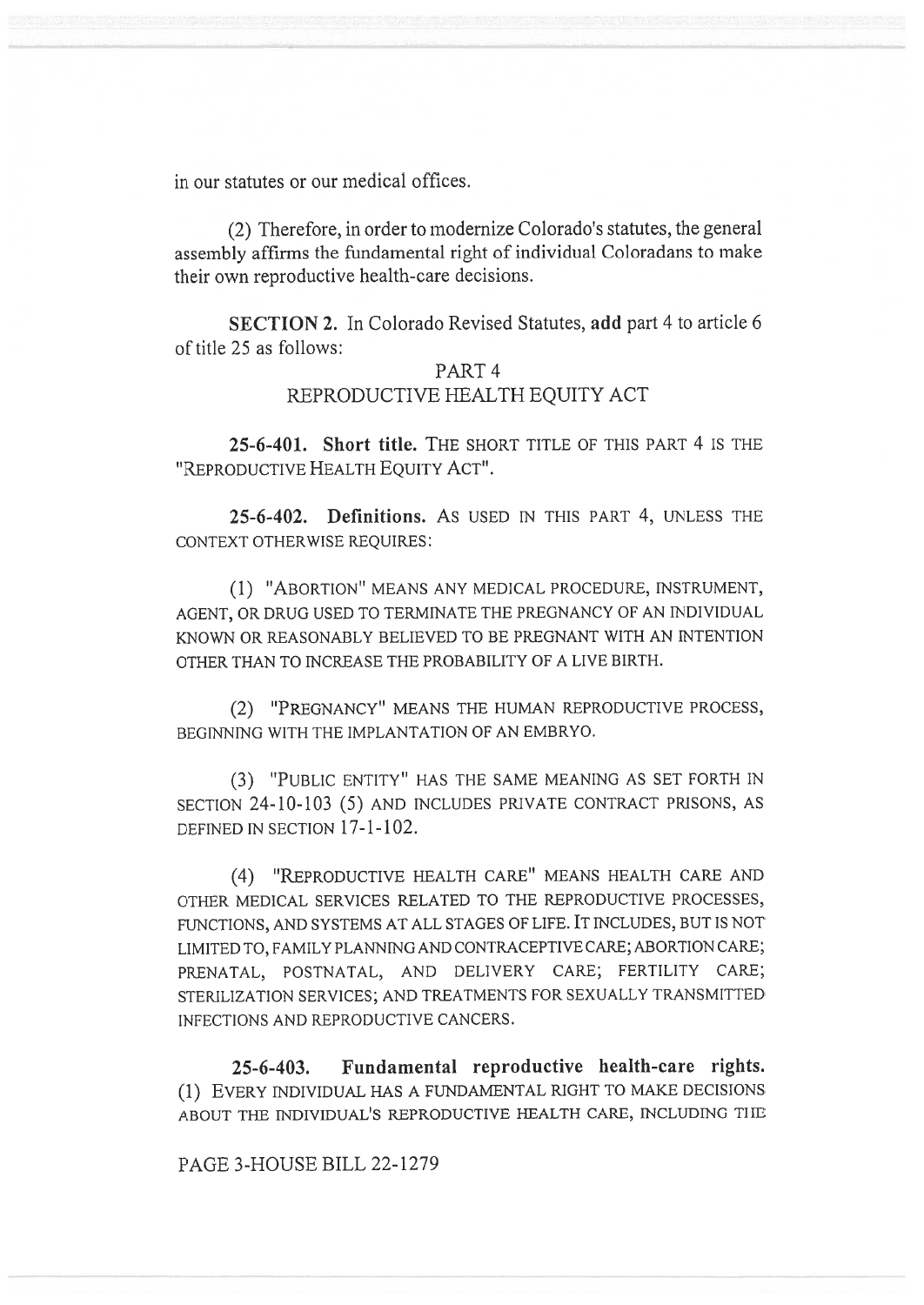in our statutes or our medical offices.

(2) Therefore, in order to modernize Colorado's statutes, the general assembly affirms the fundamental right of individual Coloradans to make their own reproductive health-care decisions.

**SECTION 2.** In Colorado Revised Statutes, **add** part 4 to article 6 of title 25 as follows:

PART 4
REPRODUCTIVE HEALTH EQUITY ACT

**25-6-401. Short title.** THE SHORT TITLE OF THIS PART 4 IS THE "REPRODUCTIVE HEALTH EQUITY ACT".

**25-6-402. Definitions.** AS USED IN THIS PART 4, UNLESS THE CONTEXT OTHERWISE REQUIRES:

(1) "ABORTION" MEANS ANY MEDICAL PROCEDURE, INSTRUMENT, AGENT, OR DRUG USED TO TERMINATE THE PREGNANCY OF AN INDIVIDUAL KNOWN OR REASONABLY BELIEVED TO BE PREGNANT WITH AN INTENTION OTHER THAN TO INCREASE THE PROBABILITY OF A LIVE BIRTH.

(2) "PREGNANCY" MEANS THE HUMAN REPRODUCTIVE PROCESS, BEGINNING WITH THE IMPLANTATION OF AN EMBRYO.

(3) "PUBLIC ENTITY" HAS THE SAME MEANING AS SET FORTH IN SECTION 24-10-103 (5) AND INCLUDES PRIVATE CONTRACT PRISONS, AS DEFINED IN SECTION 17-1-102.

(4) "REPRODUCTIVE HEALTH CARE" MEANS HEALTH CARE AND OTHER MEDICAL SERVICES RELATED TO THE REPRODUCTIVE PROCESSES, FUNCTIONS, AND SYSTEMS AT ALL STAGES OF LIFE. IT INCLUDES, BUT IS NOT LIMITED TO, FAMILY PLANNING AND CONTRACEPTIVE CARE; ABORTION CARE; PRENATAL, POSTNATAL, AND DELIVERY CARE; FERTILITY CARE; STERILIZATION SERVICES; AND TREATMENTS FOR SEXUALLY TRANSMITTED INFECTIONS AND REPRODUCTIVE CANCERS.

**25-6-403. Fundamental reproductive health-care rights.** (1) EVERY INDIVIDUAL HAS A FUNDAMENTAL RIGHT TO MAKE DECISIONS ABOUT THE INDIVIDUAL'S REPRODUCTIVE HEALTH CARE, INCLUDING THE

PAGE 3-HOUSE BILL 22-1279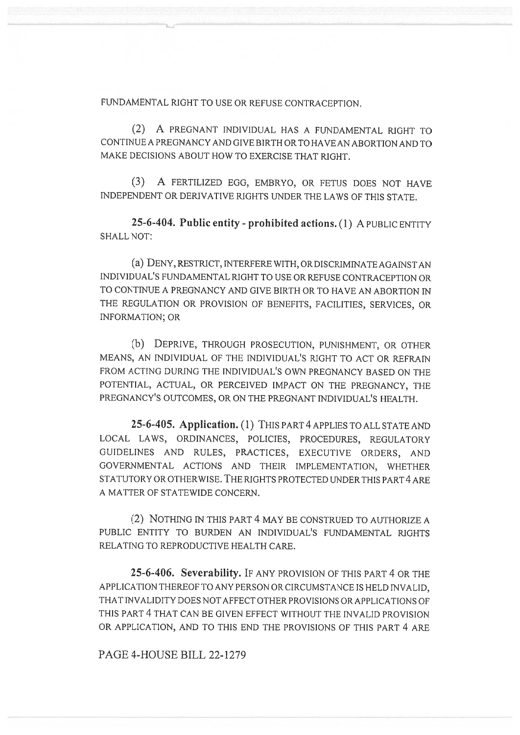FUNDAMENTAL RIGHT TO USE OR REFUSE CONTRACEPTION.

(2) A PREGNANT INDIVIDUAL HAS A FUNDAMENTAL RIGHT TO CONTINUE A PREGNANCY AND GIVE BIRTH OR TO HAVE AN ABORTION AND TO MAKE DECISIONS ABOUT HOW TO EXERCISE THAT RIGHT.

(3) A FERTILIZED EGG, EMBRYO, OR FETUS DOES NOT HAVE INDEPENDENT OR DERIVATIVE RIGHTS UNDER THE LAWS OF THIS STATE.

**25-6-404. Public entity - prohibited actions.** (1) A PUBLIC ENTITY SHALL NOT:

(a) DENY, RESTRICT, INTERFERE WITH, OR DISCRIMINATE AGAINST AN INDIVIDUAL'S FUNDAMENTAL RIGHT TO USE OR REFUSE CONTRACEPTION OR TO CONTINUE A PREGNANCY AND GIVE BIRTH OR TO HAVE AN ABORTION IN THE REGULATION OR PROVISION OF BENEFITS, FACILITIES, SERVICES, OR INFORMATION; OR

(b) DEPRIVE, THROUGH PROSECUTION, PUNISHMENT, OR OTHER MEANS, AN INDIVIDUAL OF THE INDIVIDUAL'S RIGHT TO ACT OR REFRAIN FROM ACTING DURING THE INDIVIDUAL'S OWN PREGNANCY BASED ON THE POTENTIAL, ACTUAL, OR PERCEIVED IMPACT ON THE PREGNANCY, THE PREGNANCY'S OUTCOMES, OR ON THE PREGNANT INDIVIDUAL'S HEALTH.

**25-6-405. Application.** (1) THIS PART 4 APPLIES TO ALL STATE AND LOCAL LAWS, ORDINANCES, POLICIES, PROCEDURES, REGULATORY GUIDELINES AND RULES, PRACTICES, EXECUTIVE ORDERS, AND GOVERNMENTAL ACTIONS AND THEIR IMPLEMENTATION, WHETHER STATUTORY OR OTHERWISE. THE RIGHTS PROTECTED UNDER THIS PART 4 ARE A MATTER OF STATEWIDE CONCERN.

(2) NOTHING IN THIS PART 4 MAY BE CONSTRUED TO AUTHORIZE A PUBLIC ENTITY TO BURDEN AN INDIVIDUAL'S FUNDAMENTAL RIGHTS RELATING TO REPRODUCTIVE HEALTH CARE.

**25-6-406. Severability.** IF ANY PROVISION OF THIS PART 4 OR THE APPLICATION THEREOF TO ANY PERSON OR CIRCUMSTANCE IS HELD INVALID, THAT INVALIDITY DOES NOT AFFECT OTHER PROVISIONS OR APPLICATIONS OF THIS PART 4 THAT CAN BE GIVEN EFFECT WITHOUT THE INVALID PROVISION OR APPLICATION, AND TO THIS END THE PROVISIONS OF THIS PART 4 ARE

PAGE 4-HOUSE BILL 22-1279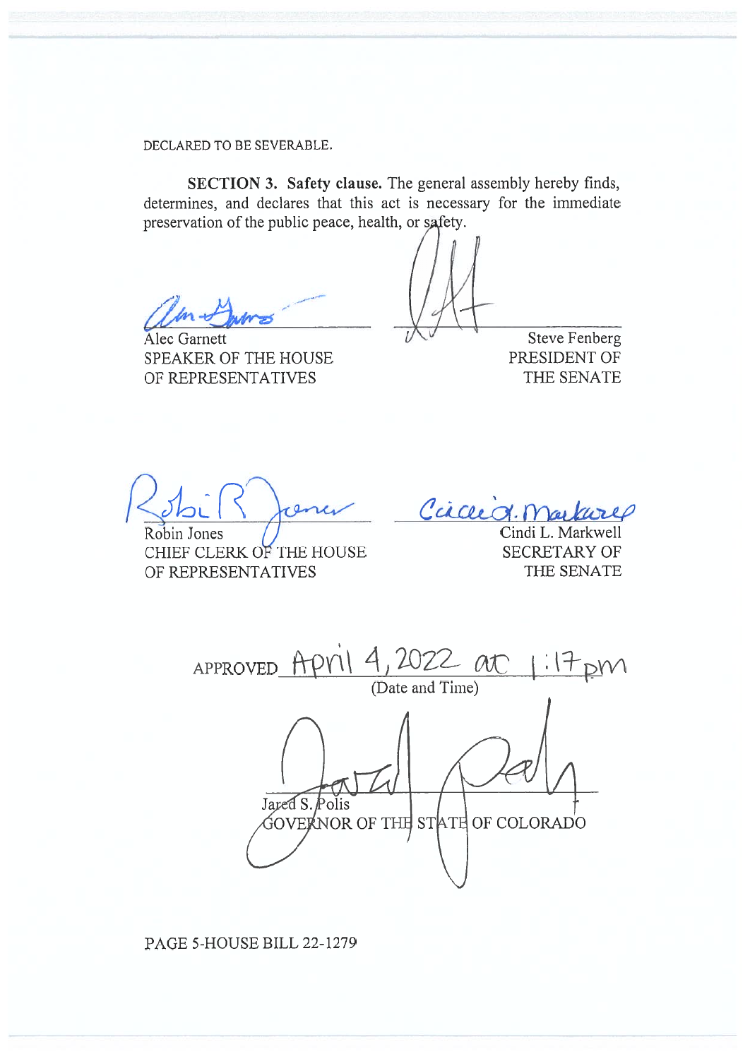DECLARED TO BE SEVERABLE.

**SECTION 3. Safety clause.** The general assembly hereby finds, determines, and declares that this act is necessary for the immediate preservation of the public peace, health, or safety.

Alec Garnett
SPEAKER OF THE HOUSE
OF REPRESENTATIVES

Steve Fenberg
PRESIDENT OF
THE SENATE

Robin Jones
CHIEF CLERK OF THE HOUSE
OF REPRESENTATIVES

Cindi L. Markwell
SECRETARY OF
THE SENATE

APPROVED April 4, 2022 at 1:17 pm
(Date and Time)

Jared S. Polis
GOVERNOR OF THE STATE OF COLORADO

PAGE 5-HOUSE BILL 22-1279